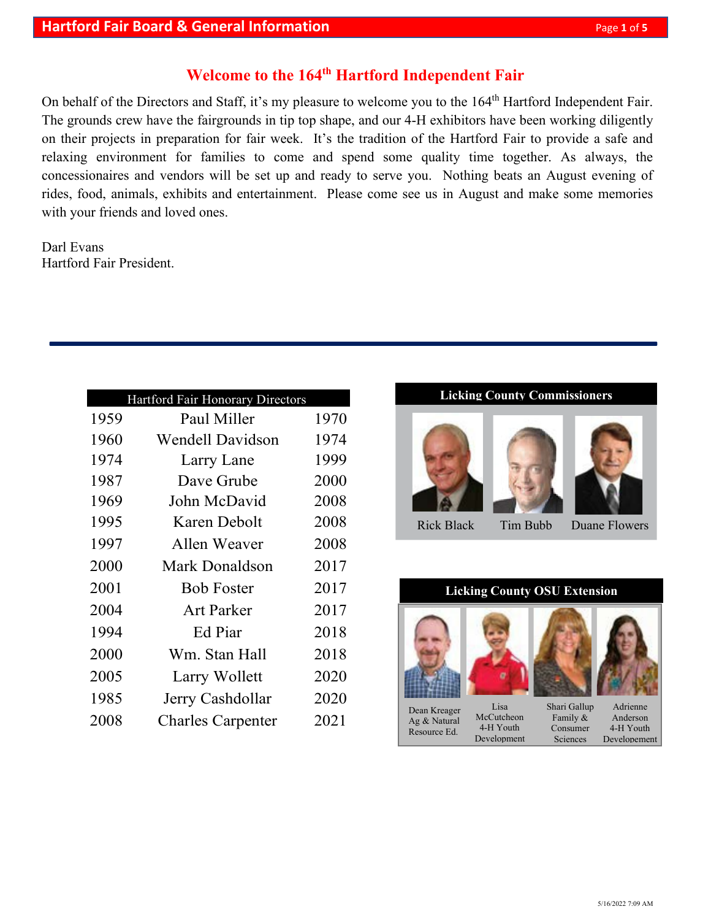## Welcome to the 164th Hartford Independent Fair

On behalf of the Directors and Staff, it's my pleasure to welcome you to the 164th Hartford Independent Fair. The grounds crew have the fairgrounds in tip top shape, and our 4-H exhibitors have been working diligently on their projects in preparation for fair week. It's the tradition of the Hartford Fair to provide a safe and relaxing environment for families to come and spend some quality time together. As always, the concessionaires and vendors will be set up and ready to serve you. Nothing beats an August evening of rides, food, animals, exhibits and entertainment. Please come see us in August and make some memories with your friends and loved ones.

Darl Evans
Hartford Fair President.

---

| Hartford Fair Honorary Directors | | |
|---|---|---|
| 1959 | Paul Miller | 1970 |
| 1960 | Wendell Davidson | 1974 |
| 1974 | Larry Lane | 1999 |
| 1987 | Dave Grube | 2000 |
| 1969 | John McDavid | 2008 |
| 1995 | Karen Debolt | 2008 |
| 1997 | Allen Weaver | 2008 |
| 2000 | Mark Donaldson | 2017 |
| 2001 | Bob Foster | 2017 |
| 2004 | Art Parker | 2017 |
| 1994 | Ed Piar | 2018 |
| 2000 | Wm. Stan Hall | 2018 |
| 2005 | Larry Wollett | 2020 |
| 1985 | Jerry Cashdollar | 2020 |
| 2008 | Charles Carpenter | 2021 |

### Licking County Commissioners

Rick Black

Tim Bubb

Duane Flowers

### Licking County OSU Extension

Dean Kreager
Ag & Natural Resource Ed.

Lisa McCutcheon
4-H Youth Development

Shari Gallup
Family & Consumer Sciences

Adrienne Anderson
4-H Youth Developement

5/16/2022 7:09 AM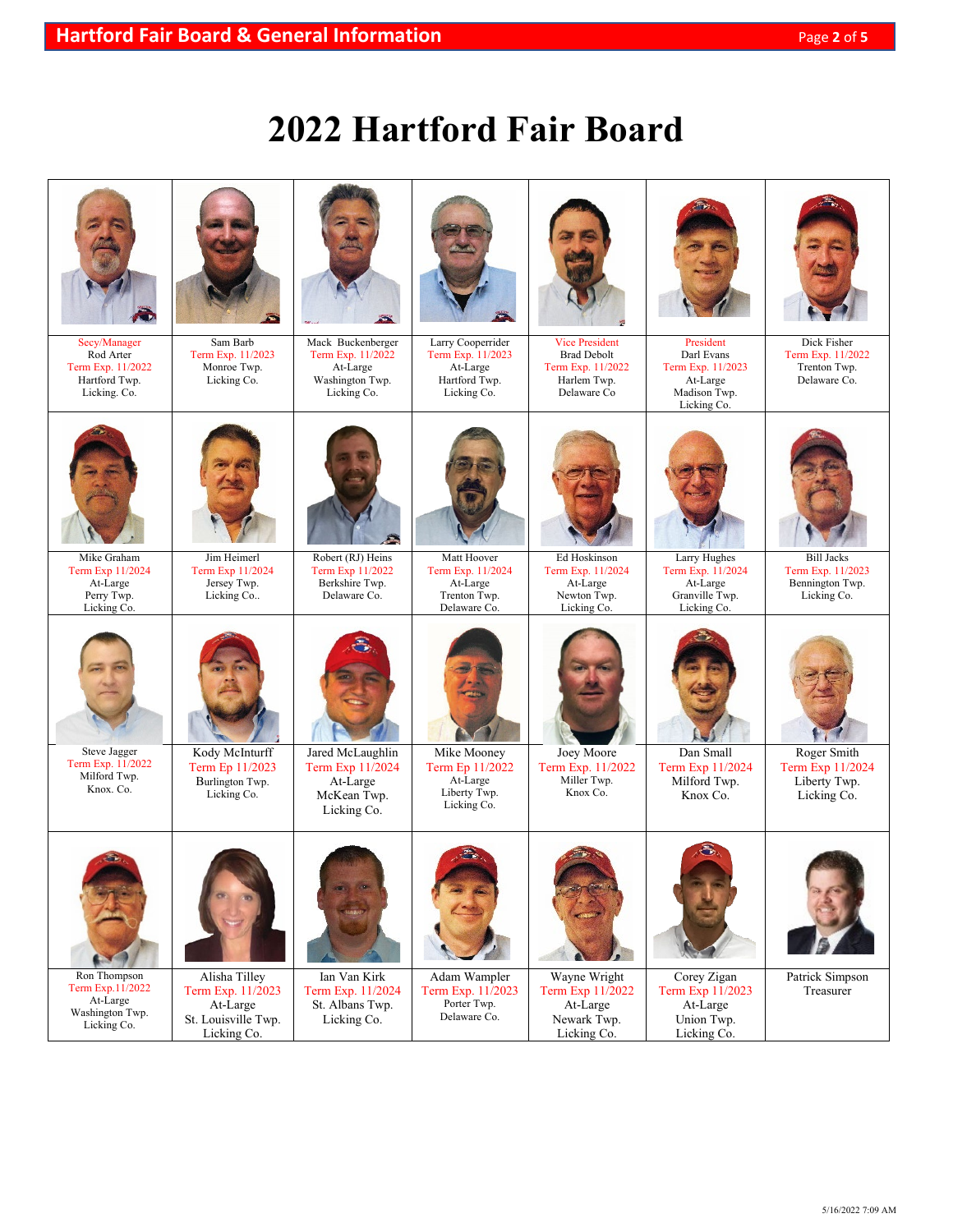# 2022 Hartford Fair Board

| | | | | | | |
|---|---|---|---|---|---|---|
| Secy/Manager<br>Rod Arter<br>Term Exp. 11/2022<br>Hartford Twp.<br>Licking. Co. | Sam Barb<br>Term Exp. 11/2023<br>Monroe Twp.<br>Licking Co. | Mack Buckenberger<br>Term Exp. 11/2022<br>At-Large<br>Washington Twp.<br>Licking Co. | Larry Cooperrider<br>Term Exp. 11/2023<br>At-Large<br>Hartford Twp.<br>Licking Co. | Vice President<br>Brad Debolt<br>Term Exp. 11/2022<br>Harlem Twp.<br>Delaware Co | President<br>Darl Evans<br>Term Exp. 11/2023<br>At-Large<br>Madison Twp.<br>Licking Co. | Dick Fisher<br>Term Exp. 11/2022<br>Trenton Twp.<br>Delaware Co. |
| Mike Graham<br>Term Exp 11/2024<br>At-Large<br>Perry Twp.<br>Licking Co. | Jim Heimerl<br>Term Exp 11/2024<br>Jersey Twp.<br>Licking Co.. | Robert (RJ) Heins<br>Term Exp 11/2022<br>Berkshire Twp.<br>Delaware Co. | Matt Hoover<br>Term Exp. 11/2024<br>At-Large<br>Trenton Twp.<br>Delaware Co. | Ed Hoskinson<br>Term Exp. 11/2024<br>At-Large<br>Newton Twp.<br>Licking Co. | Larry Hughes<br>Term Exp. 11/2024<br>At-Large<br>Granville Twp.<br>Licking Co. | Bill Jacks<br>Term Exp. 11/2023<br>Bennington Twp.<br>Licking Co. |
| Steve Jagger<br>Term Exp. 11/2022<br>Milford Twp.<br>Knox. Co. | Kody McInturff<br>Term Ep 11/2023<br>Burlington Twp.<br>Licking Co. | Jared McLaughlin<br>Term Exp 11/2024<br>At-Large<br>McKean Twp.<br>Licking Co. | Mike Mooney<br>Term Ep 11/2022<br>At-Large<br>Liberty Twp.<br>Licking Co. | Joey Moore<br>Term Exp. 11/2022<br>Miller Twp.<br>Knox Co. | Dan Small<br>Term Exp 11/2024<br>Milford Twp.<br>Knox Co. | Roger Smith<br>Term Exp 11/2024<br>Liberty Twp.<br>Licking Co. |
| Ron Thompson<br>Term Exp.11/2022<br>At-Large<br>Washington Twp.<br>Licking Co. | Alisha Tilley<br>Term Exp. 11/2023<br>At-Large<br>St. Louisville Twp.<br>Licking Co. | Ian Van Kirk<br>Term Exp. 11/2024<br>St. Albans Twp.<br>Licking Co. | Adam Wampler<br>Term Exp. 11/2023<br>Porter Twp.<br>Delaware Co. | Wayne Wright<br>Term Exp 11/2022<br>At-Large<br>Newark Twp.<br>Licking Co. | Corey Zigan<br>Term Exp 11/2023<br>At-Large<br>Union Twp.<br>Licking Co. | Patrick Simpson<br>Treasurer |

5/16/2022 7:09 AM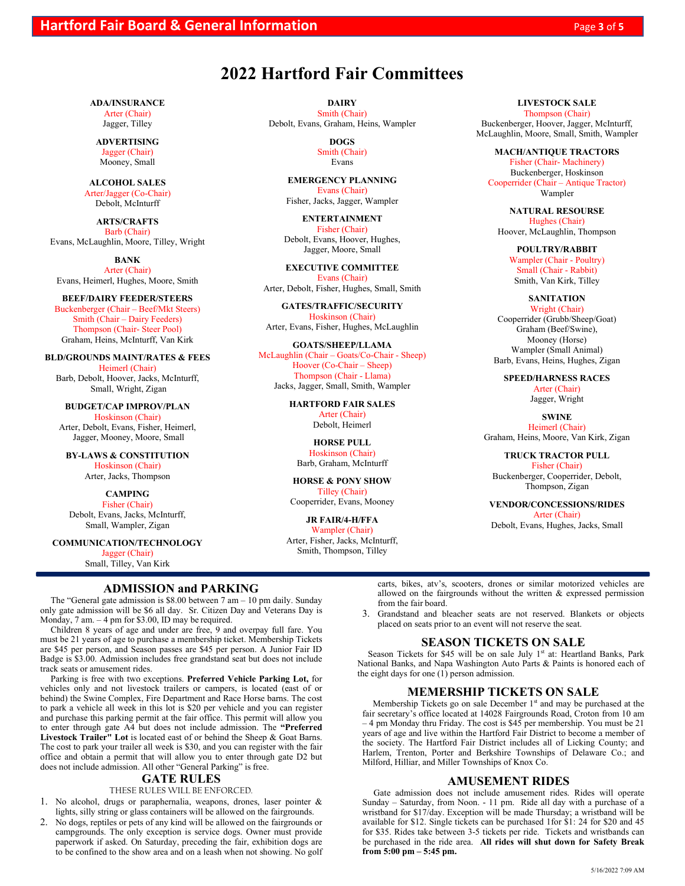# 2022 Hartford Fair Committees

**ADA/INSURANCE**
Arter (Chair)
Jagger, Tilley

**ADVERTISING**
Jagger (Chair)
Mooney, Small

**ALCOHOL SALES**
Arter/Jagger (Co-Chair)
Debolt, McInturff

**ARTS/CRAFTS**
Barb (Chair)
Evans, McLaughlin, Moore, Tilley, Wright

**BANK**
Arter (Chair)
Evans, Heimerl, Hughes, Moore, Smith

**BEEF/DAIRY FEEDER/STEERS**
Buckenberger (Chair – Beef/Mkt Steers)
Smith (Chair – Dairy Feeders)
Thompson (Chair- Steer Pool)
Graham, Heins, McInturff, Van Kirk

**BLD/GROUNDS MAINT/RATES & FEES**
Heimerl (Chair)
Barb, Debolt, Hoover, Jacks, McInturff, Small, Wright, Zigan

**BUDGET/CAP IMPROV/PLAN**
Hoskinson (Chair)
Arter, Debolt, Evans, Fisher, Heimerl, Jagger, Mooney, Moore, Small

**BY-LAWS & CONSTITUTION**
Hoskinson (Chair)
Arter, Jacks, Thompson

**CAMPING**
Fisher (Chair)
Debolt, Evans, Jacks, McInturff, Small, Wampler, Zigan

**COMMUNICATION/TECHNOLOGY**
Jagger (Chair)
Small, Tilley, Van Kirk

**DAIRY**
Smith (Chair)
Debolt, Evans, Graham, Heins, Wampler

**DOGS**
Smith (Chair)
Evans

**EMERGENCY PLANNING**
Evans (Chair)
Fisher, Jacks, Jagger, Wampler

**ENTERTAINMENT**
Fisher (Chair)
Debolt, Evans, Hoover, Hughes, Jagger, Moore, Small

**EXECUTIVE COMMITTEE**
Evans (Chair)
Arter, Debolt, Fisher, Hughes, Small, Smith

**GATES/TRAFFIC/SECURITY**
Hoskinson (Chair)
Arter, Evans, Fisher, Hughes, McLaughlin

**GOATS/SHEEP/LLAMA**
McLaughlin (Chair – Goats/Co-Chair - Sheep)
Hoover (Co-Chair – Sheep)
Thompson (Chair - Llama)
Jacks, Jagger, Small, Smith, Wampler

**HARTFORD FAIR SALES**
Arter (Chair)
Debolt, Heimerl

**HORSE PULL**
Hoskinson (Chair)
Barb, Graham, McInturff

**HORSE & PONY SHOW**
Tilley (Chair)
Cooperrider, Evans, Mooney

**JR FAIR/4-H/FFA**
Wampler (Chair)
Arter, Fisher, Jacks, McInturff, Smith, Thompson, Tilley

**LIVESTOCK SALE**
Thompson (Chair)
Buckenberger, Hoover, Jagger, McInturff, McLaughlin, Moore, Small, Smith, Wampler

**MACH/ANTIQUE TRACTORS**
Fisher (Chair- Machinery)
Buckenberger, Hoskinson
Cooperrider (Chair – Antique Tractor)
Wampler

**NATURAL RESOURSE**
Hughes (Chair)
Hoover, McLaughlin, Thompson

**POULTRY/RABBIT**
Wampler (Chair - Poultry)
Small (Chair - Rabbit)
Smith, Van Kirk, Tilley

**SANITATION**
Wright (Chair)
Cooperrider (Grubb/Sheep/Goat)
Graham (Beef/Swine),
Mooney (Horse)
Wampler (Small Animal)
Barb, Evans, Heins, Hughes, Zigan

**SPEED/HARNESS RACES**
Arter (Chair)
Jagger, Wright

**SWINE**
Heimerl (Chair)
Graham, Heins, Moore, Van Kirk, Zigan

**TRUCK TRACTOR PULL**
Fisher (Chair)
Buckenberger, Cooperrider, Debolt, Thompson, Zigan

**VENDOR/CONCESSIONS/RIDES**
Arter (Chair)
Debolt, Evans, Hughes, Jacks, Small

## ADMISSION and PARKING

The "General gate admission is $8.00 between 7 am – 10 pm daily. Sunday only gate admission will be $6 all day. Sr. Citizen Day and Veterans Day is Monday, 7 am. – 4 pm for $3.00, ID may be required.

Children 8 years of age and under are free, 9 and overpay full fare. You must be 21 years of age to purchase a membership ticket. Membership Tickets are $45 per person, and Season passes are $45 per person. A Junior Fair ID Badge is $3.00. Admission includes free grandstand seat but does not include track seats or amusement rides.

Parking is free with two exceptions. **Preferred Vehicle Parking Lot,** for vehicles only and not livestock trailers or campers, is located (east of or behind) the Swine Complex, Fire Department and Race Horse barns. The cost to park a vehicle all week in this lot is $20 per vehicle and you can register and purchase this parking permit at the fair office. This permit will allow you to enter through gate A4 but does not include admission. The **"Preferred Livestock Trailer" Lot** is located east of or behind the Sheep & Goat Barns. The cost to park your trailer all week is $30, and you can register with the fair office and obtain a permit that will allow you to enter through gate D2 but does not include admission. All other "General Parking" is free.

## GATE RULES

THESE RULES WILL BE ENFORCED.

1. No alcohol, drugs or paraphernalia, weapons, drones, laser pointer & lights, silly string or glass containers will be allowed on the fairgrounds.
2. No dogs, reptiles or pets of any kind will be allowed on the fairgrounds or campgrounds. The only exception is service dogs. Owner must provide paperwork if asked. On Saturday, preceding the fair, exhibition dogs are to be confined to the show area and on a leash when not showing. No golf carts, bikes, atv's, scooters, drones or similar motorized vehicles are allowed on the fairgrounds without the written & expressed permission from the fair board.
3. Grandstand and bleacher seats are not reserved. Blankets or objects placed on seats prior to an event will not reserve the seat.

## SEASON TICKETS ON SALE

Season Tickets for $45 will be on sale July 1st at: Heartland Banks, Park National Banks, and Napa Washington Auto Parts & Paints is honored each of the eight days for one (1) person admission.

## MEMERSHIP TICKETS ON SALE

Membership Tickets go on sale December 1st and may be purchased at the fair secretary's office located at 14028 Fairgrounds Road, Croton from 10 am – 4 pm Monday thru Friday. The cost is $45 per membership. You must be 21 years of age and live within the Hartford Fair District to become a member of the society. The Hartford Fair District includes all of Licking County; and Harlem, Trenton, Porter and Berkshire Townships of Delaware Co.; and Milford, Hilliar, and Miller Townships of Knox Co.

## AMUSEMENT RIDES

Gate admission does not include amusement rides. Rides will operate Sunday – Saturday, from Noon. - 11 pm. Ride all day with a purchase of a wristband for $17/day. Exception will be made Thursday; a wristband will be available for $12. Single tickets can be purchased 1for $1: 24 for $20 and 45 for $35. Rides take between 3-5 tickets per ride. Tickets and wristbands can be purchased in the ride area. **All rides will shut down for Safety Break from 5:00 pm – 5:45 pm.**

5/16/2022 7:09 AM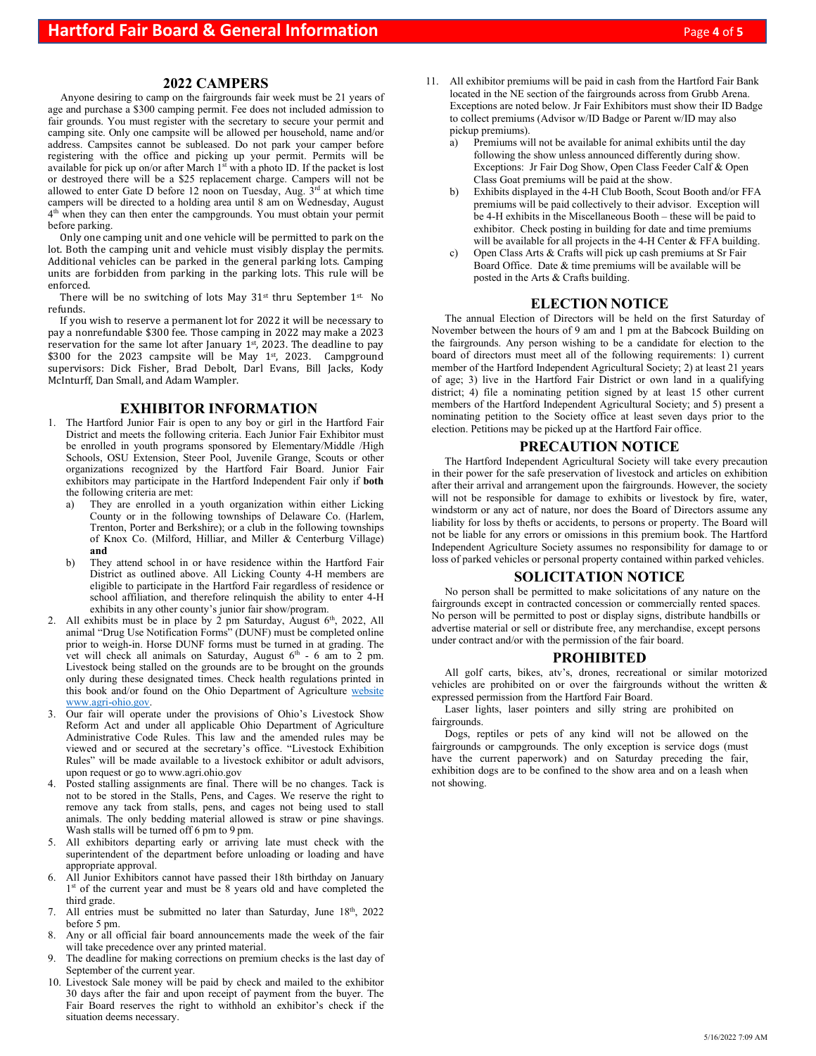## 2022 CAMPERS

Anyone desiring to camp on the fairgrounds fair week must be 21 years of age and purchase a $300 camping permit. Fee does not included admission to fair grounds. You must register with the secretary to secure your permit and camping site. Only one campsite will be allowed per household, name and/or address. Campsites cannot be subleased. Do not park your camper before registering with the office and picking up your permit. Permits will be available for pick up on/or after March 1st with a photo ID. If the packet is lost or destroyed there will be a $25 replacement charge. Campers will not be allowed to enter Gate D before 12 noon on Tuesday, Aug. 3rd at which time campers will be directed to a holding area until 8 am on Wednesday, August 4th when they can then enter the campgrounds. You must obtain your permit before parking.

Only one camping unit and one vehicle will be permitted to park on the lot. Both the camping unit and vehicle must visibly display the permits. Additional vehicles can be parked in the general parking lots. Camping units are forbidden from parking in the parking lots. This rule will be enforced.

There will be no switching of lots May 31st thru September 1st. No refunds.

If you wish to reserve a permanent lot for 2022 it will be necessary to pay a nonrefundable $300 fee. Those camping in 2022 may make a 2023 reservation for the same lot after January 1st, 2023. The deadline to pay $300 for the 2023 campsite will be May 1st, 2023. Campground supervisors: Dick Fisher, Brad Debolt, Darl Evans, Bill Jacks, Kody McInturff, Dan Small, and Adam Wampler.

## EXHIBITOR INFORMATION

1. The Hartford Junior Fair is open to any boy or girl in the Hartford Fair District and meets the following criteria. Each Junior Fair Exhibitor must be enrolled in youth programs sponsored by Elementary/Middle /High Schools, OSU Extension, Steer Pool, Juvenile Grange, Scouts or other organizations recognized by the Hartford Fair Board. Junior Fair exhibitors may participate in the Hartford Independent Fair only if **both** the following criteria are met:
   a) They are enrolled in a youth organization within either Licking County or in the following townships of Delaware Co. (Harlem, Trenton, Porter and Berkshire); or a club in the following townships of Knox Co. (Milford, Hilliar, and Miller & Centerburg Village) **and**
   b) They attend school in or have residence within the Hartford Fair District as outlined above. All Licking County 4-H members are eligible to participate in the Hartford Fair regardless of residence or school affiliation, and therefore relinquish the ability to enter 4-H exhibits in any other county's junior fair show/program.
2. All exhibits must be in place by 2 pm Saturday, August 6th, 2022, All animal "Drug Use Notification Forms" (DUNF) must be completed online prior to weigh-in. Horse DUNF forms must be turned in at grading. The vet will check all animals on Saturday, August 6th - 6 am to 2 pm. Livestock being stalled on the grounds are to be brought on the grounds only during these designated times. Check health regulations printed in this book and/or found on the Ohio Department of Agriculture website www.agri-ohio.gov.
3. Our fair will operate under the provisions of Ohio's Livestock Show Reform Act and under all applicable Ohio Department of Agriculture Administrative Code Rules. This law and the amended rules may be viewed and or secured at the secretary's office. "Livestock Exhibition Rules" will be made available to a livestock exhibitor or adult advisors, upon request or go to www.agri.ohio.gov
4. Posted stalling assignments are final. There will be no changes. Tack is not to be stored in the Stalls, Pens, and Cages. We reserve the right to remove any tack from stalls, pens, and cages not being used to stall animals. The only bedding material allowed is straw or pine shavings. Wash stalls will be turned off 6 pm to 9 pm.
5. All exhibitors departing early or arriving late must check with the superintendent of the department before unloading or loading and have appropriate approval.
6. All Junior Exhibitors cannot have passed their 18th birthday on January 1st of the current year and must be 8 years old and have completed the third grade.
7. All entries must be submitted no later than Saturday, June 18th, 2022 before 5 pm.
8. Any or all official fair board announcements made the week of the fair will take precedence over any printed material.
9. The deadline for making corrections on premium checks is the last day of September of the current year.
10. Livestock Sale money will be paid by check and mailed to the exhibitor 30 days after the fair and upon receipt of payment from the buyer. The Fair Board reserves the right to withhold an exhibitor's check if the situation deems necessary.
11. All exhibitor premiums will be paid in cash from the Hartford Fair Bank located in the NE section of the fairgrounds across from Grubb Arena. Exceptions are noted below. Jr Fair Exhibitors must show their ID Badge to collect premiums (Advisor w/ID Badge or Parent w/ID may also pickup premiums).
    a) Premiums will not be available for animal exhibits until the day following the show unless announced differently during show. Exceptions: Jr Fair Dog Show, Open Class Feeder Calf & Open Class Goat premiums will be paid at the show.
    b) Exhibits displayed in the 4-H Club Booth, Scout Booth and/or FFA premiums will be paid collectively to their advisor. Exception will be 4-H exhibits in the Miscellaneous Booth – these will be paid to exhibitor. Check posting in building for date and time premiums will be available for all projects in the 4-H Center & FFA building.
    c) Open Class Arts & Crafts will pick up cash premiums at Sr Fair Board Office. Date & time premiums will be available will be posted in the Arts & Crafts building.

## ELECTION NOTICE

The annual Election of Directors will be held on the first Saturday of November between the hours of 9 am and 1 pm at the Babcock Building on the fairgrounds. Any person wishing to be a candidate for election to the board of directors must meet all of the following requirements: 1) current member of the Hartford Independent Agricultural Society; 2) at least 21 years of age; 3) live in the Hartford Fair District or own land in a qualifying district; 4) file a nominating petition signed by at least 15 other current members of the Hartford Independent Agricultural Society; and 5) present a nominating petition to the Society office at least seven days prior to the election. Petitions may be picked up at the Hartford Fair office.

## PRECAUTION NOTICE

The Hartford Independent Agricultural Society will take every precaution in their power for the safe preservation of livestock and articles on exhibition after their arrival and arrangement upon the fairgrounds. However, the society will not be responsible for damage to exhibits or livestock by fire, water, windstorm or any act of nature, nor does the Board of Directors assume any liability for loss by thefts or accidents, to persons or property. The Board will not be liable for any errors or omissions in this premium book. The Hartford Independent Agriculture Society assumes no responsibility for damage to or loss of parked vehicles or personal property contained within parked vehicles.

## SOLICITATION NOTICE

No person shall be permitted to make solicitations of any nature on the fairgrounds except in contracted concession or commercially rented spaces. No person will be permitted to post or display signs, distribute handbills or advertise material or sell or distribute free, any merchandise, except persons under contract and/or with the permission of the fair board.

## PROHIBITED

All golf carts, bikes, atv's, drones, recreational or similar motorized vehicles are prohibited on or over the fairgrounds without the written & expressed permission from the Hartford Fair Board.

Laser lights, laser pointers and silly string are prohibited on fairgrounds.

Dogs, reptiles or pets of any kind will not be allowed on the fairgrounds or campgrounds. The only exception is service dogs (must have the current paperwork) and on Saturday preceding the fair, exhibition dogs are to be confined to the show area and on a leash when not showing.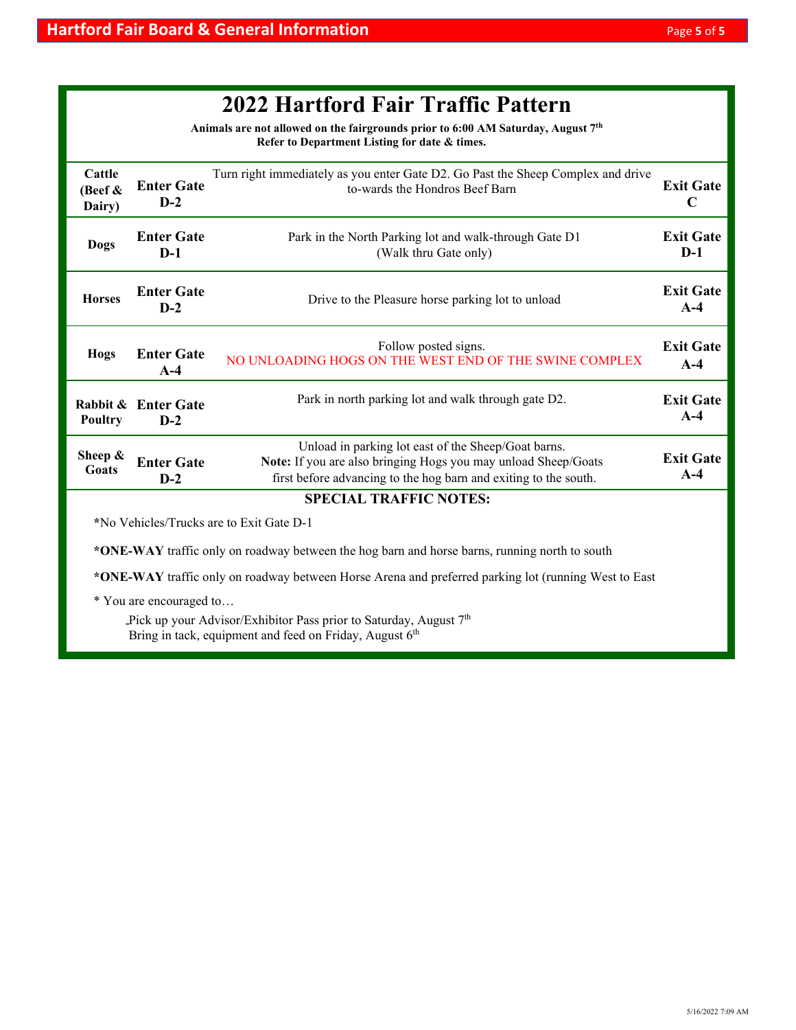# 2022 Hartford Fair Traffic Pattern

**Animals are not allowed on the fairgrounds prior to 6:00 AM Saturday, August 7th**
**Refer to Department Listing for date & times.**

| | | | |
|---|---|---|---|
| **Cattle (Beef & Dairy)** | **Enter Gate D-2** | Turn right immediately as you enter Gate D2. Go Past the Sheep Complex and drive to-wards the Hondros Beef Barn | **Exit Gate C** |
| **Dogs** | **Enter Gate D-1** | Park in the North Parking lot and walk-through Gate D1 (Walk thru Gate only) | **Exit Gate D-1** |
| **Horses** | **Enter Gate D-2** | Drive to the Pleasure horse parking lot to unload | **Exit Gate A-4** |
| **Hogs** | **Enter Gate A-4** | Follow posted signs. NO UNLOADING HOGS ON THE WEST END OF THE SWINE COMPLEX | **Exit Gate A-4** |
| **Rabbit & Poultry** | **Enter Gate D-2** | Park in north parking lot and walk through gate D2. | **Exit Gate A-4** |
| **Sheep & Goats** | **Enter Gate D-2** | Unload in parking lot east of the Sheep/Goat barns. **Note:** If you are also bringing Hogs you may unload Sheep/Goats first before advancing to the hog barn and exiting to the south. | **Exit Gate A-4** |

**SPECIAL TRAFFIC NOTES:**

***No** Vehicles/Trucks are to Exit Gate D-1

***ONE-WAY** traffic only on roadway between the hog barn and horse barns, running north to south

***ONE-WAY** traffic only on roadway between Horse Arena and preferred parking lot (running West to East

* You are encouraged to…

Pick up your Advisor/Exhibitor Pass prior to Saturday, August 7th
Bring in tack, equipment and feed on Friday, August 6th